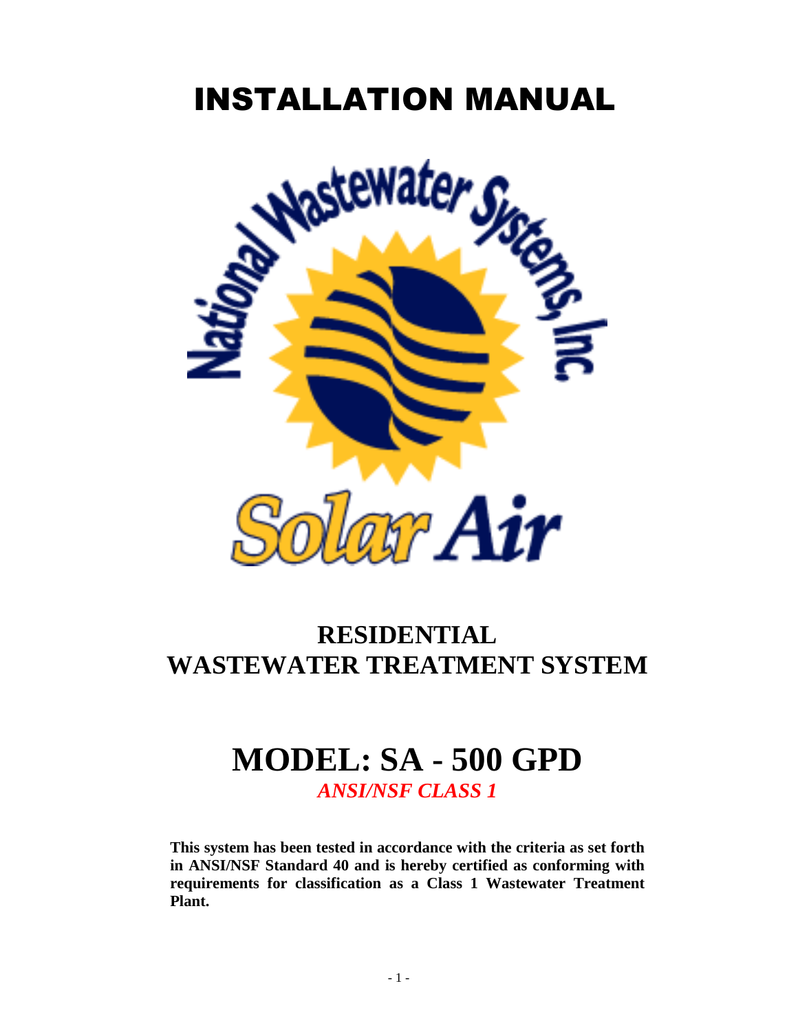# INSTALLATION MANUAL

National Wastewater Systems, Inc

Solar Air

## RESIDENTIAL WASTEWATER TREATMENT SYSTEM

# MODEL: SA - 500 GPD

***ANSI/NSF CLASS 1***

**This system has been tested in accordance with the criteria as set forth in ANSI/NSF Standard 40 and is hereby certified as conforming with requirements for classification as a Class 1 Wastewater Treatment Plant.**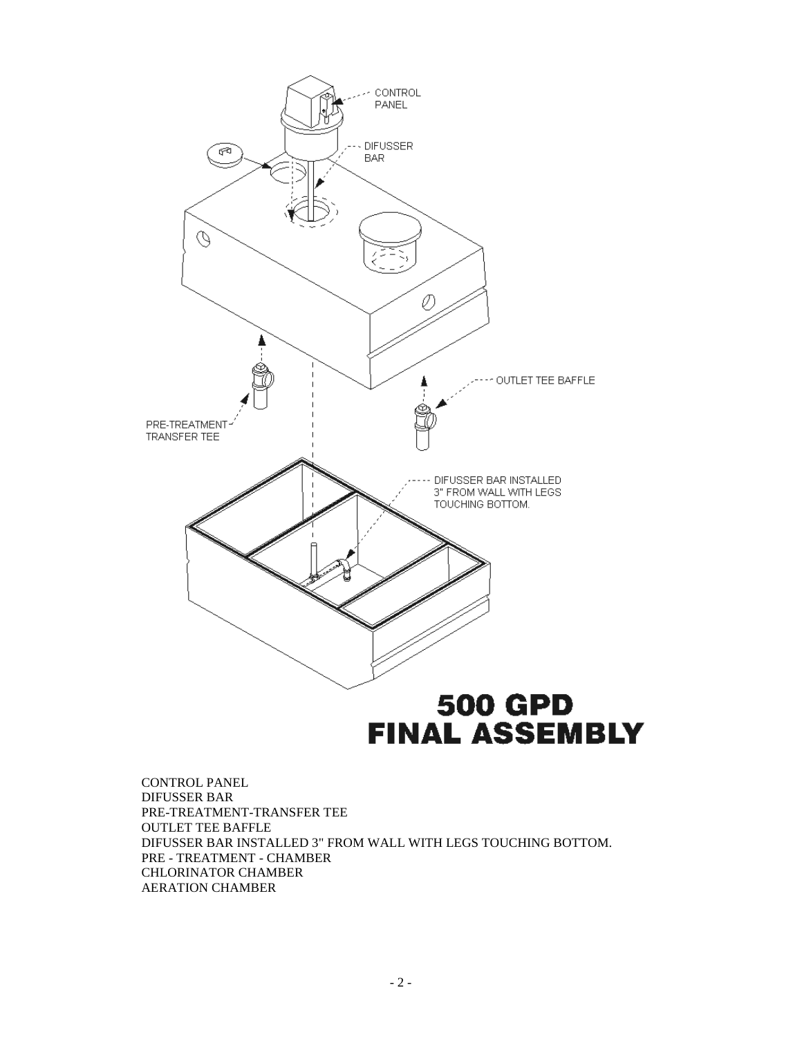# 500 GPD FINAL ASSEMBLY

CONTROL PANEL
DIFUSSER BAR
PRE-TREATMENT-TRANSFER TEE
OUTLET TEE BAFFLE
DIFUSSER BAR INSTALLED 3" FROM WALL WITH LEGS TOUCHING BOTTOM.
PRE - TREATMENT - CHAMBER
CHLORINATOR CHAMBER
AERATION CHAMBER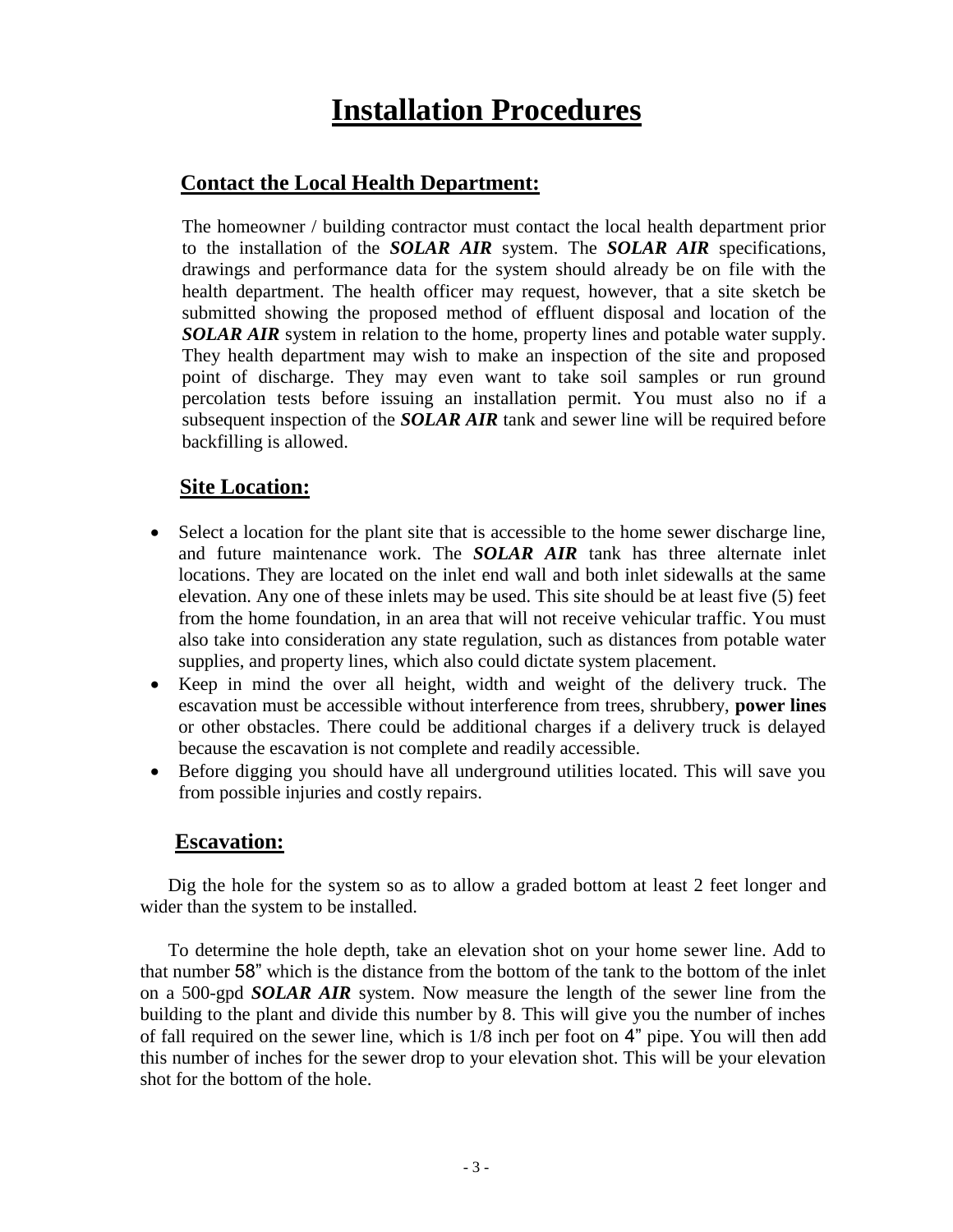# Installation Procedures

## Contact the Local Health Department:

The homeowner / building contractor must contact the local health department prior to the installation of the ***SOLAR AIR*** system. The ***SOLAR AIR*** specifications, drawings and performance data for the system should already be on file with the health department. The health officer may request, however, that a site sketch be submitted showing the proposed method of effluent disposal and location of the ***SOLAR AIR*** system in relation to the home, property lines and potable water supply. They health department may wish to make an inspection of the site and proposed point of discharge. They may even want to take soil samples or run ground percolation tests before issuing an installation permit. You must also no if a subsequent inspection of the ***SOLAR AIR*** tank and sewer line will be required before backfilling is allowed.

## Site Location:

- Select a location for the plant site that is accessible to the home sewer discharge line, and future maintenance work. The ***SOLAR AIR*** tank has three alternate inlet locations. They are located on the inlet end wall and both inlet sidewalls at the same elevation. Any one of these inlets may be used. This site should be at least five (5) feet from the home foundation, in an area that will not receive vehicular traffic. You must also take into consideration any state regulation, such as distances from potable water supplies, and property lines, which also could dictate system placement.
- Keep in mind the over all height, width and weight of the delivery truck. The escavation must be accessible without interference from trees, shrubbery, **power lines** or other obstacles. There could be additional charges if a delivery truck is delayed because the escavation is not complete and readily accessible.
- Before digging you should have all underground utilities located. This will save you from possible injuries and costly repairs.

## Escavation:

Dig the hole for the system so as to allow a graded bottom at least 2 feet longer and wider than the system to be installed.

To determine the hole depth, take an elevation shot on your home sewer line. Add to that number 58" which is the distance from the bottom of the tank to the bottom of the inlet on a 500-gpd ***SOLAR AIR*** system. Now measure the length of the sewer line from the building to the plant and divide this number by 8. This will give you the number of inches of fall required on the sewer line, which is 1/8 inch per foot on 4" pipe. You will then add this number of inches for the sewer drop to your elevation shot. This will be your elevation shot for the bottom of the hole.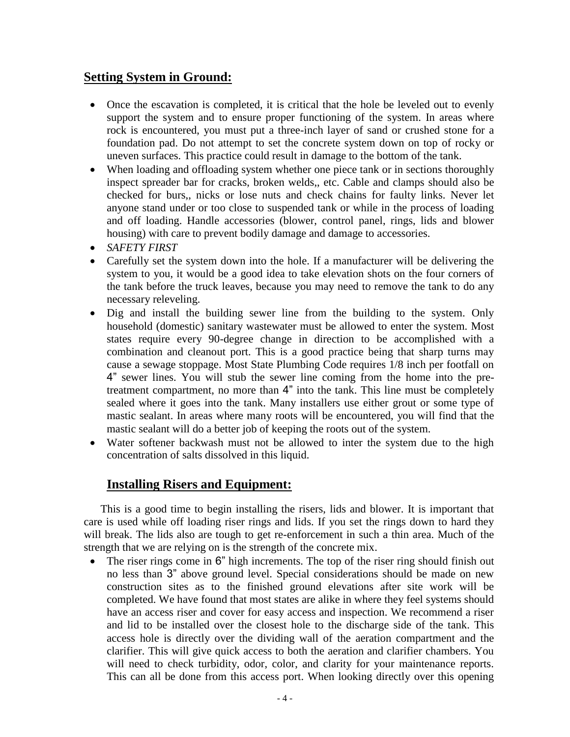## Setting System in Ground:

- Once the escavation is completed, it is critical that the hole be leveled out to evenly support the system and to ensure proper functioning of the system. In areas where rock is encountered, you must put a three-inch layer of sand or crushed stone for a foundation pad. Do not attempt to set the concrete system down on top of rocky or uneven surfaces. This practice could result in damage to the bottom of the tank.
- When loading and offloading system whether one piece tank or in sections thoroughly inspect spreader bar for cracks, broken welds,, etc. Cable and clamps should also be checked for burs,, nicks or lose nuts and check chains for faulty links. Never let anyone stand under or too close to suspended tank or while in the process of loading and off loading. Handle accessories (blower, control panel, rings, lids and blower housing) with care to prevent bodily damage and damage to accessories.
- *SAFETY FIRST*
- Carefully set the system down into the hole. If a manufacturer will be delivering the system to you, it would be a good idea to take elevation shots on the four corners of the tank before the truck leaves, because you may need to remove the tank to do any necessary releveling.
- Dig and install the building sewer line from the building to the system. Only household (domestic) sanitary wastewater must be allowed to enter the system. Most states require every 90-degree change in direction to be accomplished with a combination and cleanout port. This is a good practice being that sharp turns may cause a sewage stoppage. Most State Plumbing Code requires 1/8 inch per footfall on 4" sewer lines. You will stub the sewer line coming from the home into the pre-treatment compartment, no more than 4" into the tank. This line must be completely sealed where it goes into the tank. Many installers use either grout or some type of mastic sealant. In areas where many roots will be encountered, you will find that the mastic sealant will do a better job of keeping the roots out of the system.
- Water softener backwash must not be allowed to inter the system due to the high concentration of salts dissolved in this liquid.

## Installing Risers and Equipment:

This is a good time to begin installing the risers, lids and blower. It is important that care is used while off loading riser rings and lids. If you set the rings down to hard they will break. The lids also are tough to get re-enforcement in such a thin area. Much of the strength that we are relying on is the strength of the concrete mix.

- The riser rings come in 6" high increments. The top of the riser ring should finish out no less than 3" above ground level. Special considerations should be made on new construction sites as to the finished ground elevations after site work will be completed. We have found that most states are alike in where they feel systems should have an access riser and cover for easy access and inspection. We recommend a riser and lid to be installed over the closest hole to the discharge side of the tank. This access hole is directly over the dividing wall of the aeration compartment and the clarifier. This will give quick access to both the aeration and clarifier chambers. You will need to check turbidity, odor, color, and clarity for your maintenance reports. This can all be done from this access port. When looking directly over this opening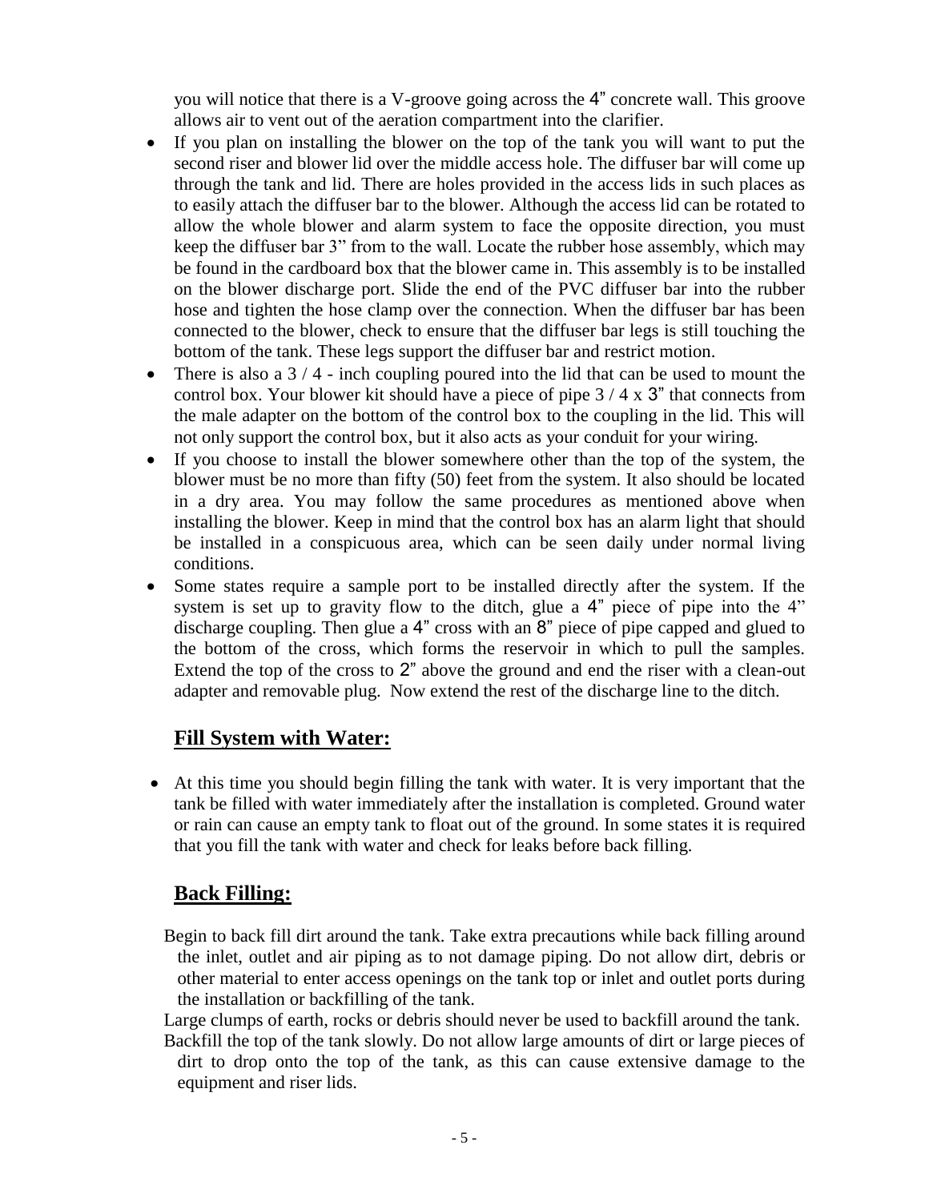you will notice that there is a V-groove going across the 4" concrete wall. This groove allows air to vent out of the aeration compartment into the clarifier.

- If you plan on installing the blower on the top of the tank you will want to put the second riser and blower lid over the middle access hole. The diffuser bar will come up through the tank and lid. There are holes provided in the access lids in such places as to easily attach the diffuser bar to the blower. Although the access lid can be rotated to allow the whole blower and alarm system to face the opposite direction, you must keep the diffuser bar 3" from to the wall. Locate the rubber hose assembly, which may be found in the cardboard box that the blower came in. This assembly is to be installed on the blower discharge port. Slide the end of the PVC diffuser bar into the rubber hose and tighten the hose clamp over the connection. When the diffuser bar has been connected to the blower, check to ensure that the diffuser bar legs is still touching the bottom of the tank. These legs support the diffuser bar and restrict motion.
- There is also a 3 / 4 - inch coupling poured into the lid that can be used to mount the control box. Your blower kit should have a piece of pipe 3 / 4 x 3" that connects from the male adapter on the bottom of the control box to the coupling in the lid. This will not only support the control box, but it also acts as your conduit for your wiring.
- If you choose to install the blower somewhere other than the top of the system, the blower must be no more than fifty (50) feet from the system. It also should be located in a dry area. You may follow the same procedures as mentioned above when installing the blower. Keep in mind that the control box has an alarm light that should be installed in a conspicuous area, which can be seen daily under normal living conditions.
- Some states require a sample port to be installed directly after the system. If the system is set up to gravity flow to the ditch, glue a 4" piece of pipe into the 4" discharge coupling. Then glue a 4" cross with an 8" piece of pipe capped and glued to the bottom of the cross, which forms the reservoir in which to pull the samples. Extend the top of the cross to 2" above the ground and end the riser with a clean-out adapter and removable plug. Now extend the rest of the discharge line to the ditch.

## Fill System with Water:

- At this time you should begin filling the tank with water. It is very important that the tank be filled with water immediately after the installation is completed. Ground water or rain can cause an empty tank to float out of the ground. In some states it is required that you fill the tank with water and check for leaks before back filling.

## Back Filling:

Begin to back fill dirt around the tank. Take extra precautions while back filling around the inlet, outlet and air piping as to not damage piping. Do not allow dirt, debris or other material to enter access openings on the tank top or inlet and outlet ports during the installation or backfilling of the tank.

Large clumps of earth, rocks or debris should never be used to backfill around the tank.

Backfill the top of the tank slowly. Do not allow large amounts of dirt or large pieces of dirt to drop onto the top of the tank, as this can cause extensive damage to the equipment and riser lids.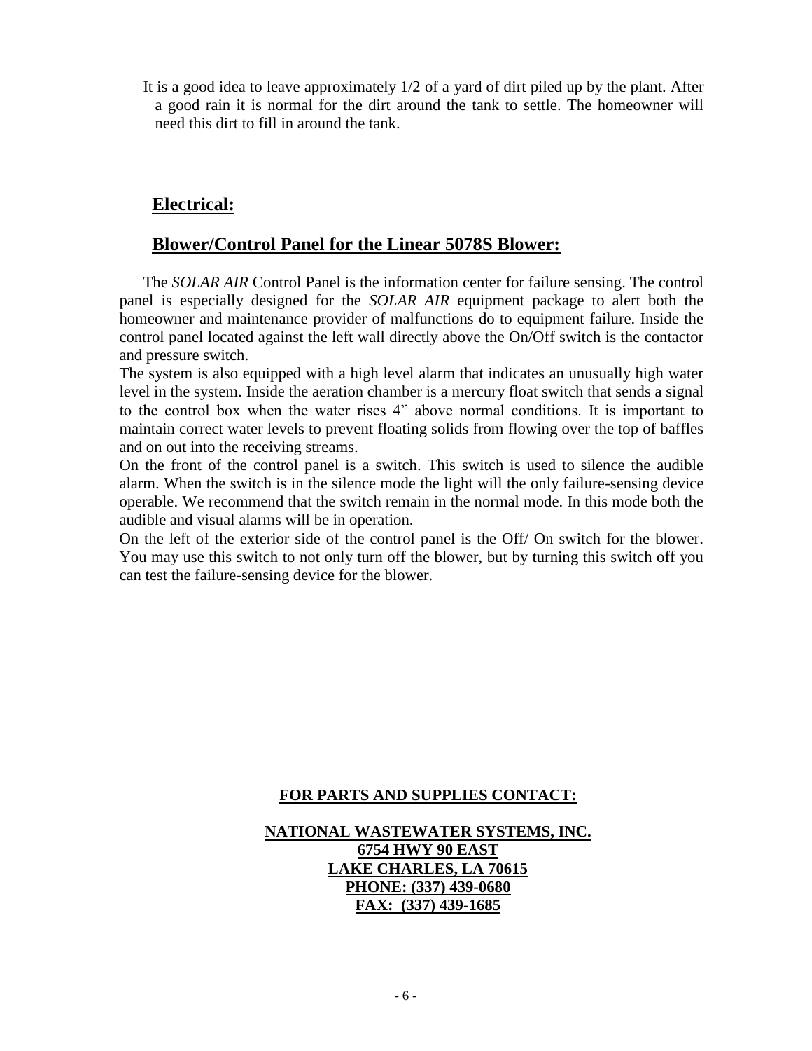It is a good idea to leave approximately 1/2 of a yard of dirt piled up by the plant. After a good rain it is normal for the dirt around the tank to settle. The homeowner will need this dirt to fill in around the tank.

## Electrical:

## Blower/Control Panel for the Linear 5078S Blower:

The *SOLAR AIR* Control Panel is the information center for failure sensing. The control panel is especially designed for the *SOLAR AIR* equipment package to alert both the homeowner and maintenance provider of malfunctions do to equipment failure. Inside the control panel located against the left wall directly above the On/Off switch is the contactor and pressure switch.

The system is also equipped with a high level alarm that indicates an unusually high water level in the system. Inside the aeration chamber is a mercury float switch that sends a signal to the control box when the water rises 4" above normal conditions. It is important to maintain correct water levels to prevent floating solids from flowing over the top of baffles and on out into the receiving streams.

On the front of the control panel is a switch. This switch is used to silence the audible alarm. When the switch is in the silence mode the light will the only failure-sensing device operable. We recommend that the switch remain in the normal mode. In this mode both the audible and visual alarms will be in operation.

On the left of the exterior side of the control panel is the Off/ On switch for the blower. You may use this switch to not only turn off the blower, but by turning this switch off you can test the failure-sensing device for the blower.

**FOR PARTS AND SUPPLIES CONTACT:**

**NATIONAL WASTEWATER SYSTEMS, INC.**
**6754 HWY 90 EAST**
**LAKE CHARLES, LA 70615**
**PHONE: (337) 439-0680**
**FAX: (337) 439-1685**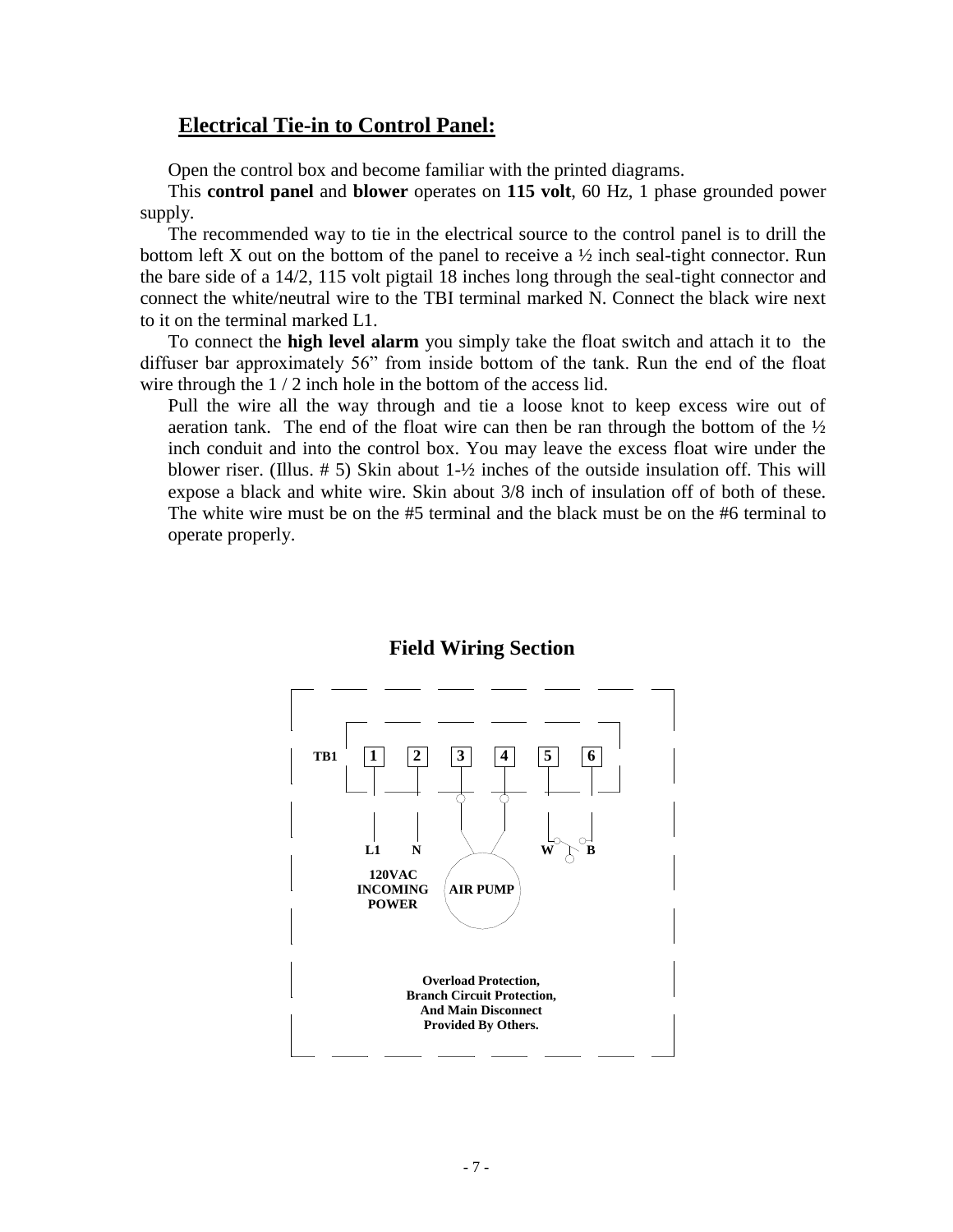## Electrical Tie-in to Control Panel:

Open the control box and become familiar with the printed diagrams.

This **control panel** and **blower** operates on **115 volt**, 60 Hz, 1 phase grounded power supply.

The recommended way to tie in the electrical source to the control panel is to drill the bottom left X out on the bottom of the panel to receive a ½ inch seal-tight connector. Run the bare side of a 14/2, 115 volt pigtail 18 inches long through the seal-tight connector and connect the white/neutral wire to the TBI terminal marked N. Connect the black wire next to it on the terminal marked L1.

To connect the **high level alarm** you simply take the float switch and attach it to the diffuser bar approximately 56" from inside bottom of the tank. Run the end of the float wire through the 1 / 2 inch hole in the bottom of the access lid.

Pull the wire all the way through and tie a loose knot to keep excess wire out of aeration tank. The end of the float wire can then be ran through the bottom of the ½ inch conduit and into the control box. You may leave the excess float wire under the blower riser. (Illus. # 5) Skin about 1-½ inches of the outside insulation off. This will expose a black and white wire. Skin about 3/8 inch of insulation off of both of these. The white wire must be on the #5 terminal and the black must be on the #6 terminal to operate properly.

### Field Wiring Section

TB1 1 2 3 4 5 6

L1 N W B

120VAC INCOMING POWER

AIR PUMP

Overload Protection, Branch Circuit Protection, And Main Disconnect Provided By Others.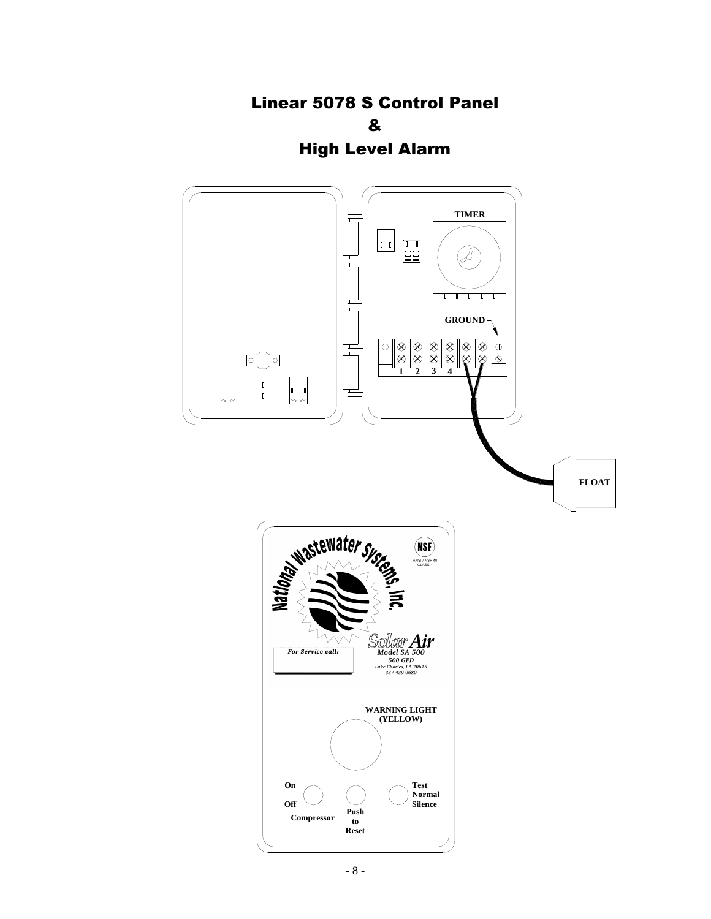# Linear 5078 S Control Panel
# &
# High Level Alarm

TIMER

GROUND

1 2 3 4

FLOAT

National Wastewater Systems, Inc.

NSF
ANSI / NSF 40
CLASS 1

*Solar Air*
*Model SA 500*
*500 GPD*
*Lake Charles, LA 70615*
*337-439-0680*

*For Service call:*

**WARNING LIGHT (YELLOW)**

**On**
**Off**
**Compressor**

**Push to Reset**

**Test**
**Normal**
**Silence**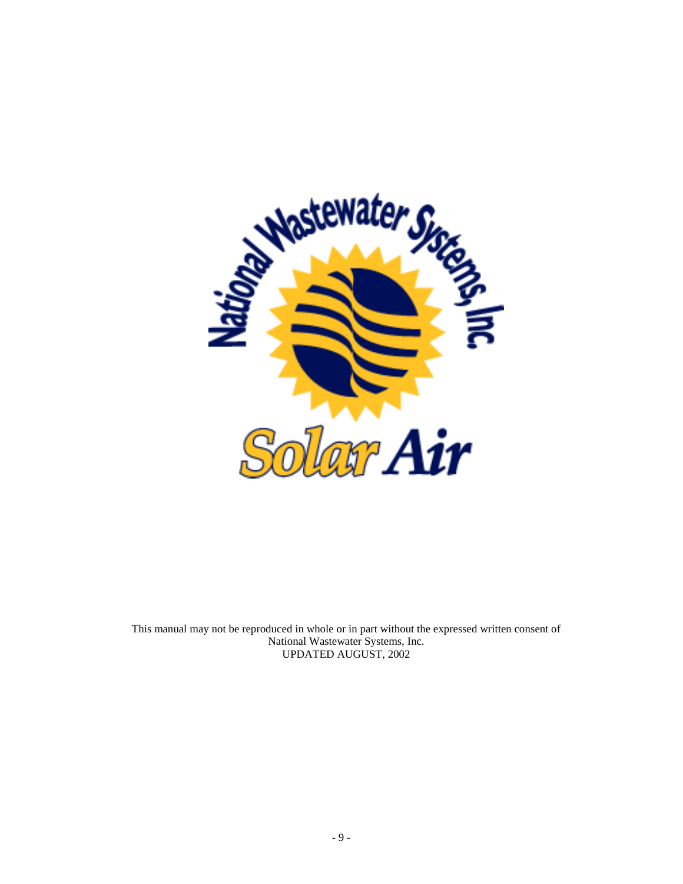National Wastewater Systems, Inc

Solar Air

This manual may not be reproduced in whole or in part without the expressed written consent of National Wastewater Systems, Inc.
UPDATED AUGUST, 2002